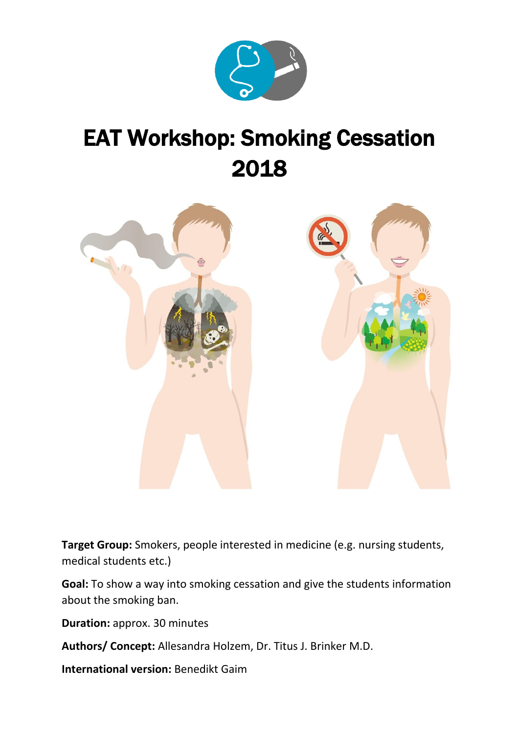# EAT Workshop: Smoking Cessation 2018

**Target Group:** Smokers, people interested in medicine (e.g. nursing students, medical students etc.)

**Goal:** To show a way into smoking cessation and give the students information about the smoking ban.

**Duration:** approx. 30 minutes

**Authors/ Concept:** Allesandra Holzem, Dr. Titus J. Brinker M.D.

**International version:** Benedikt Gaim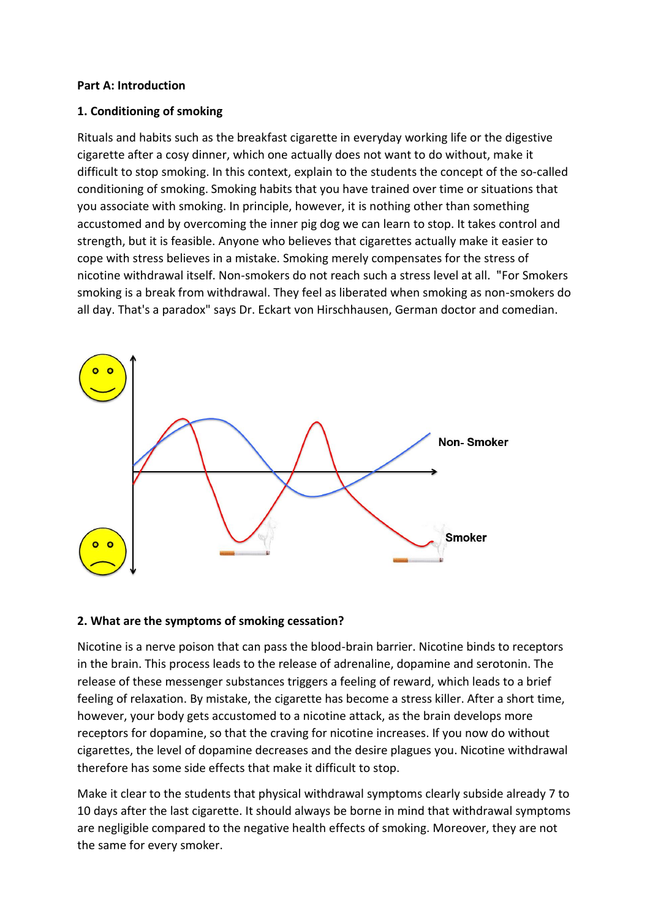**Part A: Introduction**

**1. Conditioning of smoking**

Rituals and habits such as the breakfast cigarette in everyday working life or the digestive cigarette after a cosy dinner, which one actually does not want to do without, make it difficult to stop smoking. In this context, explain to the students the concept of the so-called conditioning of smoking. Smoking habits that you have trained over time or situations that you associate with smoking. In principle, however, it is nothing other than something accustomed and by overcoming the inner pig dog we can learn to stop. It takes control and strength, but it is feasible. Anyone who believes that cigarettes actually make it easier to cope with stress believes in a mistake. Smoking merely compensates for the stress of nicotine withdrawal itself. Non-smokers do not reach such a stress level at all. "For Smokers smoking is a break from withdrawal. They feel as liberated when smoking as non-smokers do all day. That's a paradox" says Dr. Eckart von Hirschhausen, German doctor and comedian.

Non- Smoker

Smoker

**2. What are the symptoms of smoking cessation?**

Nicotine is a nerve poison that can pass the blood-brain barrier. Nicotine binds to receptors in the brain. This process leads to the release of adrenaline, dopamine and serotonin. The release of these messenger substances triggers a feeling of reward, which leads to a brief feeling of relaxation. By mistake, the cigarette has become a stress killer. After a short time, however, your body gets accustomed to a nicotine attack, as the brain develops more receptors for dopamine, so that the craving for nicotine increases. If you now do without cigarettes, the level of dopamine decreases and the desire plagues you. Nicotine withdrawal therefore has some side effects that make it difficult to stop.

Make it clear to the students that physical withdrawal symptoms clearly subside already 7 to 10 days after the last cigarette. It should always be borne in mind that withdrawal symptoms are negligible compared to the negative health effects of smoking. Moreover, they are not the same for every smoker.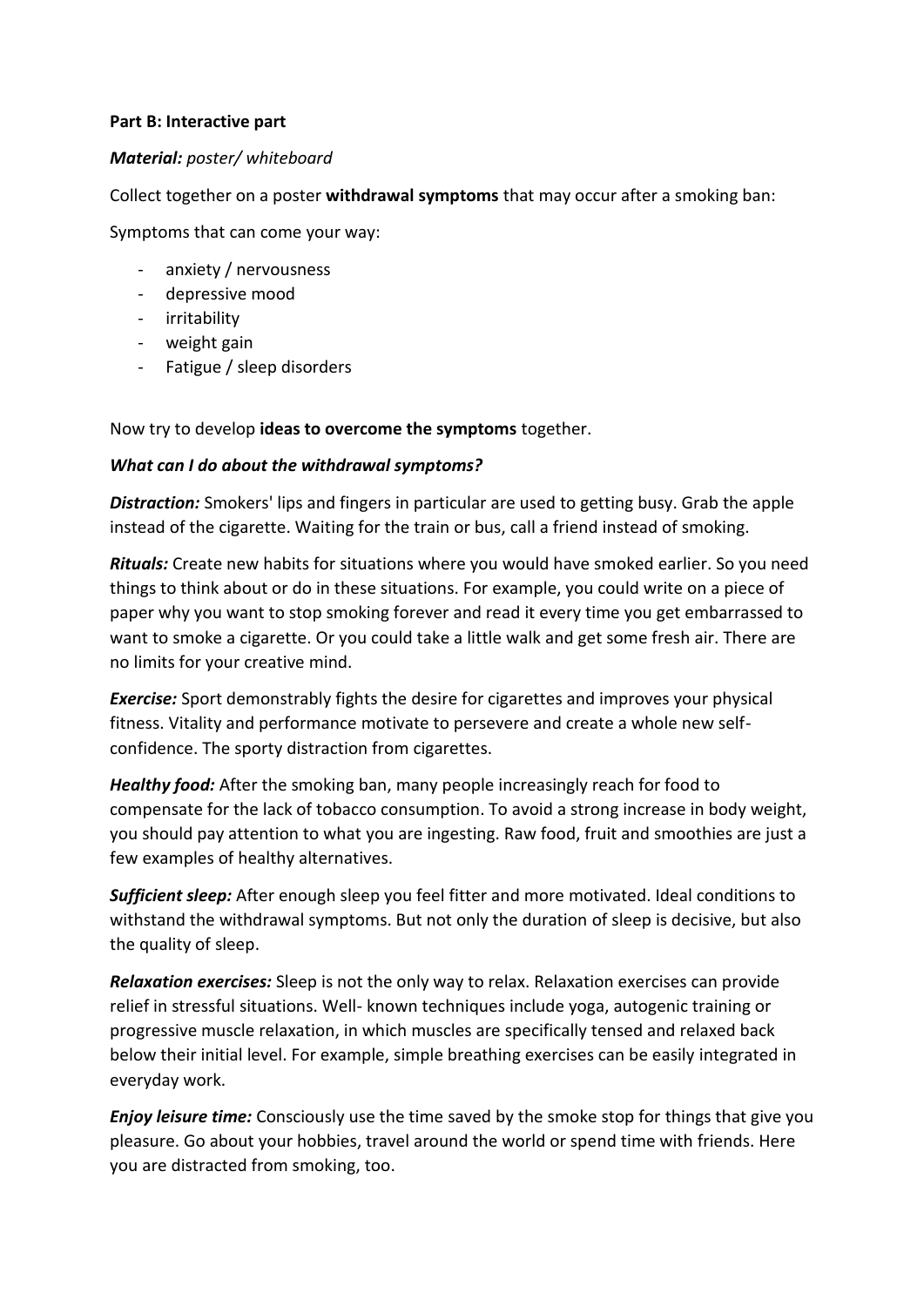**Part B: Interactive part**

***Material:*** *poster/ whiteboard*

Collect together on a poster **withdrawal symptoms** that may occur after a smoking ban:

Symptoms that can come your way:

- anxiety / nervousness
- depressive mood
- irritability
- weight gain
- Fatigue / sleep disorders

Now try to develop **ideas to overcome the symptoms** together.

***What can I do about the withdrawal symptoms?***

***Distraction:*** Smokers' lips and fingers in particular are used to getting busy. Grab the apple instead of the cigarette. Waiting for the train or bus, call a friend instead of smoking.

***Rituals:*** Create new habits for situations where you would have smoked earlier. So you need things to think about or do in these situations. For example, you could write on a piece of paper why you want to stop smoking forever and read it every time you get embarrassed to want to smoke a cigarette. Or you could take a little walk and get some fresh air. There are no limits for your creative mind.

***Exercise:*** Sport demonstrably fights the desire for cigarettes and improves your physical fitness. Vitality and performance motivate to persevere and create a whole new self-confidence. The sporty distraction from cigarettes.

***Healthy food:*** After the smoking ban, many people increasingly reach for food to compensate for the lack of tobacco consumption. To avoid a strong increase in body weight, you should pay attention to what you are ingesting. Raw food, fruit and smoothies are just a few examples of healthy alternatives.

***Sufficient sleep:*** After enough sleep you feel fitter and more motivated. Ideal conditions to withstand the withdrawal symptoms. But not only the duration of sleep is decisive, but also the quality of sleep.

***Relaxation exercises:*** Sleep is not the only way to relax. Relaxation exercises can provide relief in stressful situations. Well- known techniques include yoga, autogenic training or progressive muscle relaxation, in which muscles are specifically tensed and relaxed back below their initial level. For example, simple breathing exercises can be easily integrated in everyday work.

***Enjoy leisure time:*** Consciously use the time saved by the smoke stop for things that give you pleasure. Go about your hobbies, travel around the world or spend time with friends. Here you are distracted from smoking, too.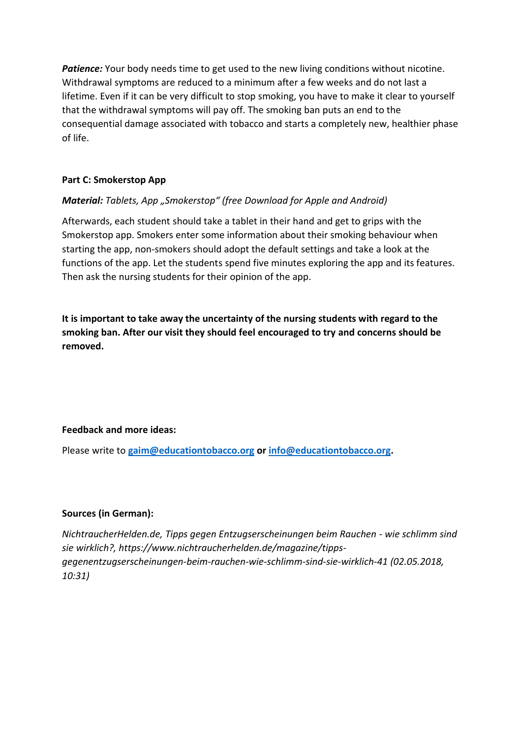***Patience:*** Your body needs time to get used to the new living conditions without nicotine. Withdrawal symptoms are reduced to a minimum after a few weeks and do not last a lifetime. Even if it can be very difficult to stop smoking, you have to make it clear to yourself that the withdrawal symptoms will pay off. The smoking ban puts an end to the consequential damage associated with tobacco and starts a completely new, healthier phase of life.

**Part C: Smokerstop App**

***Material:*** *Tablets, App „Smokerstop" (free Download for Apple and Android)*

Afterwards, each student should take a tablet in their hand and get to grips with the Smokerstop app. Smokers enter some information about their smoking behaviour when starting the app, non-smokers should adopt the default settings and take a look at the functions of the app. Let the students spend five minutes exploring the app and its features. Then ask the nursing students for their opinion of the app.

**It is important to take away the uncertainty of the nursing students with regard to the smoking ban. After our visit they should feel encouraged to try and concerns should be removed.**

**Feedback and more ideas:**

Please write to **gaim@educationtobacco.org** **or** **info@educationtobacco.org.**

**Sources (in German):**

*NichtraucherHelden.de, Tipps gegen Entzugserscheinungen beim Rauchen - wie schlimm sind sie wirklich?, https://www.nichtraucherhelden.de/magazine/tipps-gegenentzugserscheinungen-beim-rauchen-wie-schlimm-sind-sie-wirklich-41 (02.05.2018, 10:31)*